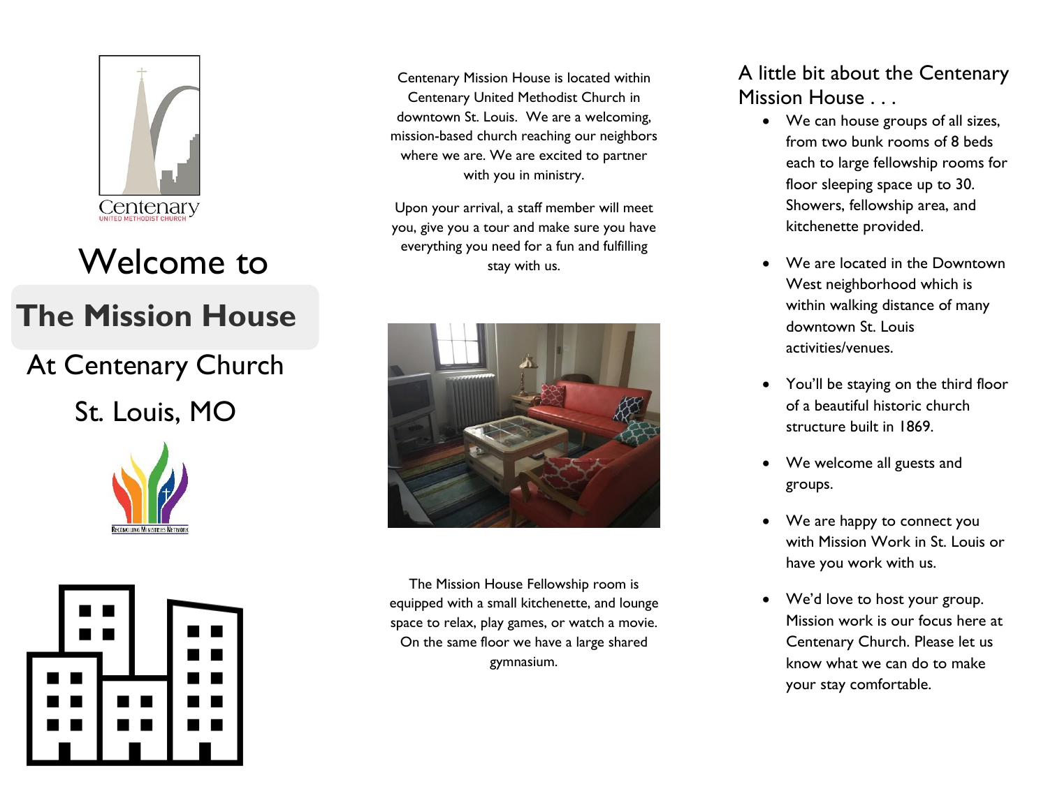Centenary
UNITED METHODIST CHURCH

# Welcome to

# The Mission House

## At Centenary Church

## St. Louis, MO

RECONCILING MINISTRIES NETWORK

Centenary Mission House is located within Centenary United Methodist Church in downtown St. Louis. We are a welcoming, mission-based church reaching our neighbors where we are. We are excited to partner with you in ministry.

Upon your arrival, a staff member will meet you, give you a tour and make sure you have everything you need for a fun and fulfilling stay with us.

The Mission House Fellowship room is equipped with a small kitchenette, and lounge space to relax, play games, or watch a movie. On the same floor we have a large shared gymnasium.

## A little bit about the Centenary Mission House . . .

- We can house groups of all sizes, from two bunk rooms of 8 beds each to large fellowship rooms for floor sleeping space up to 30. Showers, fellowship area, and kitchenette provided.
- We are located in the Downtown West neighborhood which is within walking distance of many downtown St. Louis activities/venues.
- You'll be staying on the third floor of a beautiful historic church structure built in 1869.
- We welcome all guests and groups.
- We are happy to connect you with Mission Work in St. Louis or have you work with us.
- We'd love to host your group. Mission work is our focus here at Centenary Church. Please let us know what we can do to make your stay comfortable.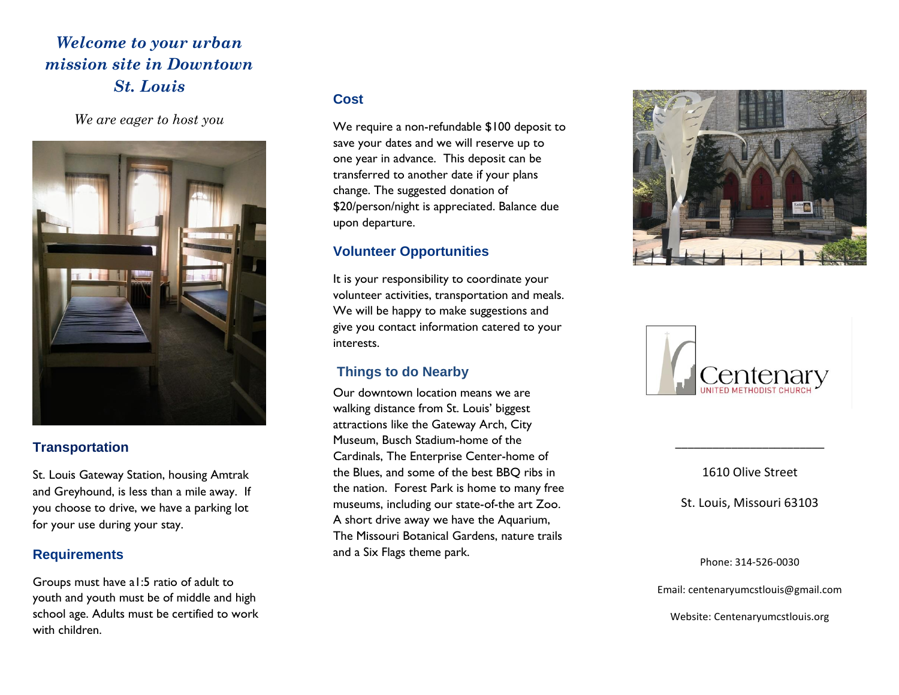# *Welcome to your urban mission site in Downtown St. Louis*

*We are eager to host you*

## Transportation

St. Louis Gateway Station, housing Amtrak and Greyhound, is less than a mile away. If you choose to drive, we have a parking lot for your use during your stay.

## Requirements

Groups must have a1:5 ratio of adult to youth and youth must be of middle and high school age. Adults must be certified to work with children.

## Cost

We require a non-refundable $100 deposit to save your dates and we will reserve up to one year in advance. This deposit can be transferred to another date if your plans change. The suggested donation of $20/person/night is appreciated. Balance due upon departure.

## Volunteer Opportunities

It is your responsibility to coordinate your volunteer activities, transportation and meals. We will be happy to make suggestions and give you contact information catered to your interests.

## Things to do Nearby

Our downtown location means we are walking distance from St. Louis' biggest attractions like the Gateway Arch, City Museum, Busch Stadium-home of the Cardinals, The Enterprise Center-home of the Blues, and some of the best BBQ ribs in the nation. Forest Park is home to many free museums, including our state-of-the art Zoo. A short drive away we have the Aquarium, The Missouri Botanical Gardens, nature trails and a Six Flags theme park.

Centenary
UNITED METHODIST CHURCH

_______________________

1610 Olive Street

St. Louis, Missouri 63103

Phone: 314-526-0030

Email: centenaryumcstlouis@gmail.com

Website: Centenaryumcstlouis.org